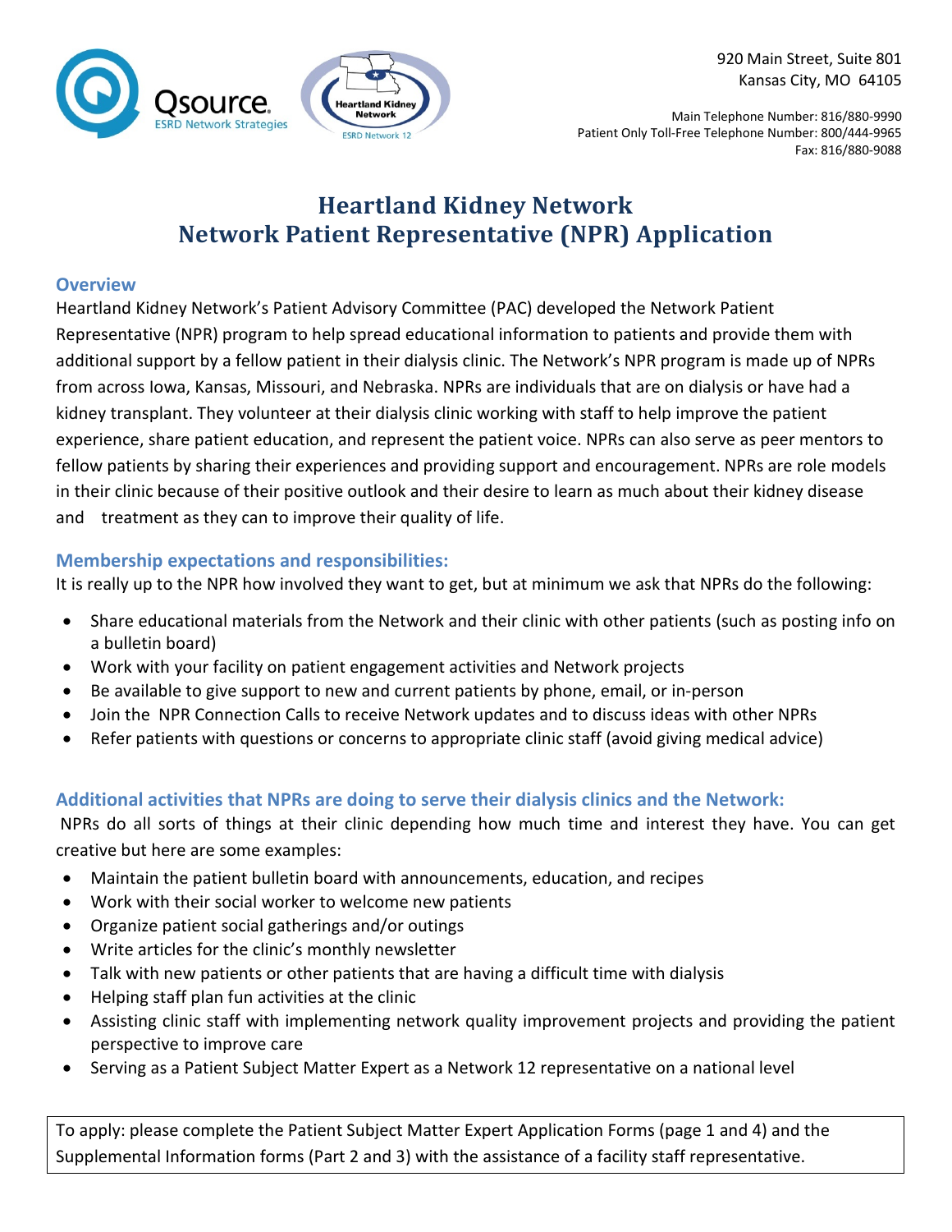920 Main Street, Suite 801
Kansas City, MO 64105

Main Telephone Number: 816/880-9990
Patient Only Toll-Free Telephone Number: 800/444-9965
Fax: 816/880-9088

# Heartland Kidney Network
# Network Patient Representative (NPR) Application

## Overview

Heartland Kidney Network's Patient Advisory Committee (PAC) developed the Network Patient Representative (NPR) program to help spread educational information to patients and provide them with additional support by a fellow patient in their dialysis clinic. The Network's NPR program is made up of NPRs from across Iowa, Kansas, Missouri, and Nebraska. NPRs are individuals that are on dialysis or have had a kidney transplant. They volunteer at their dialysis clinic working with staff to help improve the patient experience, share patient education, and represent the patient voice. NPRs can also serve as peer mentors to fellow patients by sharing their experiences and providing support and encouragement. NPRs are role models in their clinic because of their positive outlook and their desire to learn as much about their kidney disease and treatment as they can to improve their quality of life.

## Membership expectations and responsibilities:

It is really up to the NPR how involved they want to get, but at minimum we ask that NPRs do the following:

- Share educational materials from the Network and their clinic with other patients (such as posting info on a bulletin board)
- Work with your facility on patient engagement activities and Network projects
- Be available to give support to new and current patients by phone, email, or in-person
- Join the NPR Connection Calls to receive Network updates and to discuss ideas with other NPRs
- Refer patients with questions or concerns to appropriate clinic staff (avoid giving medical advice)

## Additional activities that NPRs are doing to serve their dialysis clinics and the Network:

NPRs do all sorts of things at their clinic depending how much time and interest they have. You can get creative but here are some examples:

- Maintain the patient bulletin board with announcements, education, and recipes
- Work with their social worker to welcome new patients
- Organize patient social gatherings and/or outings
- Write articles for the clinic's monthly newsletter
- Talk with new patients or other patients that are having a difficult time with dialysis
- Helping staff plan fun activities at the clinic
- Assisting clinic staff with implementing network quality improvement projects and providing the patient perspective to improve care
- Serving as a Patient Subject Matter Expert as a Network 12 representative on a national level

To apply: please complete the Patient Subject Matter Expert Application Forms (page 1 and 4) and the Supplemental Information forms (Part 2 and 3) with the assistance of a facility staff representative.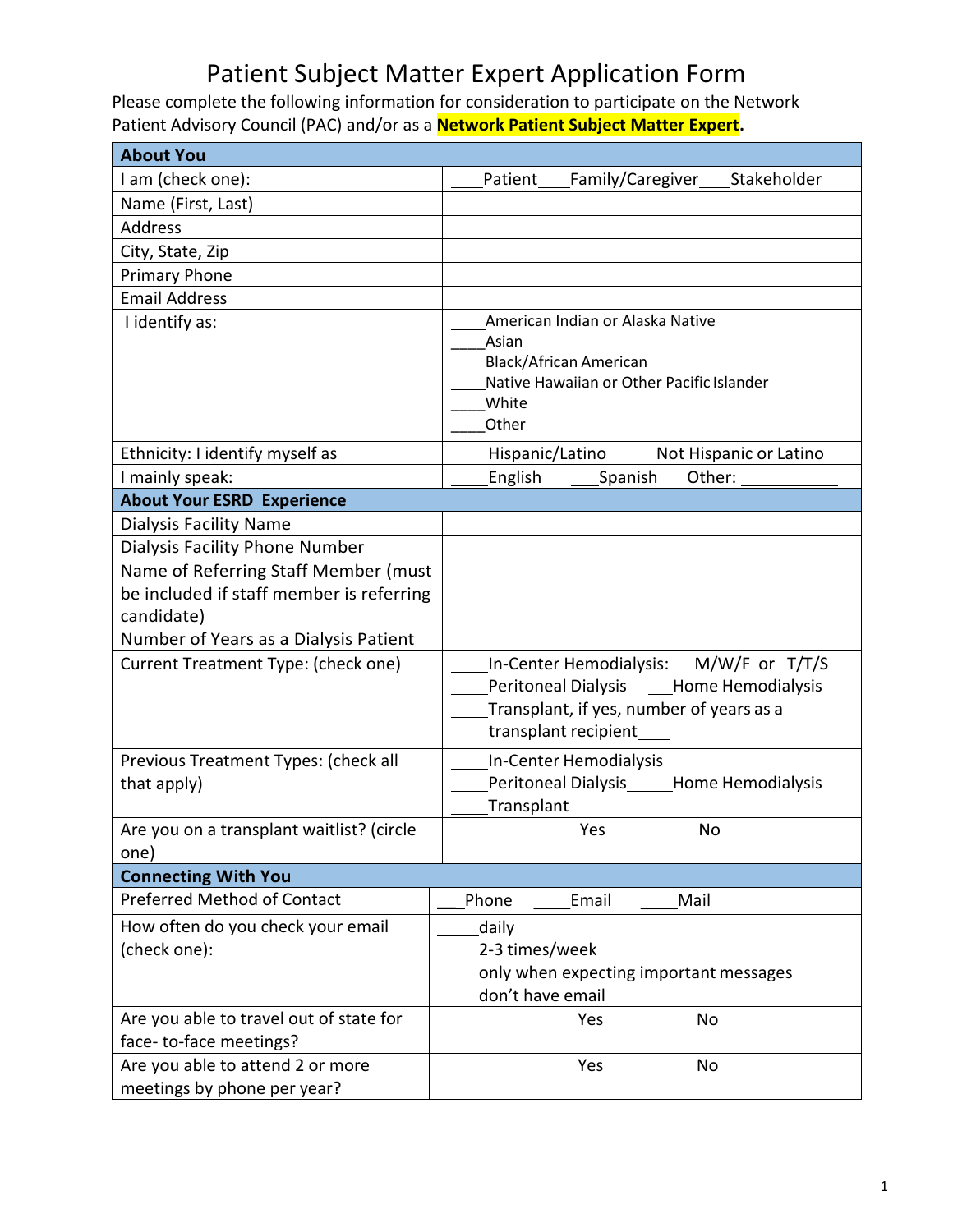# Patient Subject Matter Expert Application Form

Please complete the following information for consideration to participate on the Network Patient Advisory Council (PAC) and/or as a **Network Patient Subject Matter Expert**.

| **About You** | |
|---|---|
| I am (check one): | ____Patient____Family/Caregiver____Stakeholder |
| Name (First, Last) | |
| Address | |
| City, State, Zip | |
| Primary Phone | |
| Email Address | |
| I identify as: | ____American Indian or Alaska Native<br>____Asian<br>____Black/African American<br>____Native Hawaiian or Other Pacific Islander<br>____White<br>____Other |
| Ethnicity: I identify myself as | ____Hispanic/Latino_____Not Hispanic or Latino |
| I mainly speak: | ____English ___Spanish Other: __________ |
| **About Your ESRD Experience** | |
| Dialysis Facility Name | |
| Dialysis Facility Phone Number | |
| Name of Referring Staff Member (must be included if staff member is referring candidate) | |
| Number of Years as a Dialysis Patient | |
| Current Treatment Type: (check one) | ____In-Center Hemodialysis: M/W/F or T/T/S<br>____Peritoneal Dialysis ___Home Hemodialysis<br>____Transplant, if yes, number of years as a transplant recipient___ |
| Previous Treatment Types: (check all that apply) | ____In-Center Hemodialysis<br>____Peritoneal Dialysis_____Home Hemodialysis<br>____Transplant |
| Are you on a transplant waitlist? (circle one) | Yes No |
| **Connecting With You** | |
| Preferred Method of Contact | ___Phone ____Email ____Mail |
| How often do you check your email (check one): | _____daily<br>_____2-3 times/week<br>_____only when expecting important messages<br>_____don't have email |
| Are you able to travel out of state for face- to-face meetings? | Yes No |
| Are you able to attend 2 or more meetings by phone per year? | Yes No |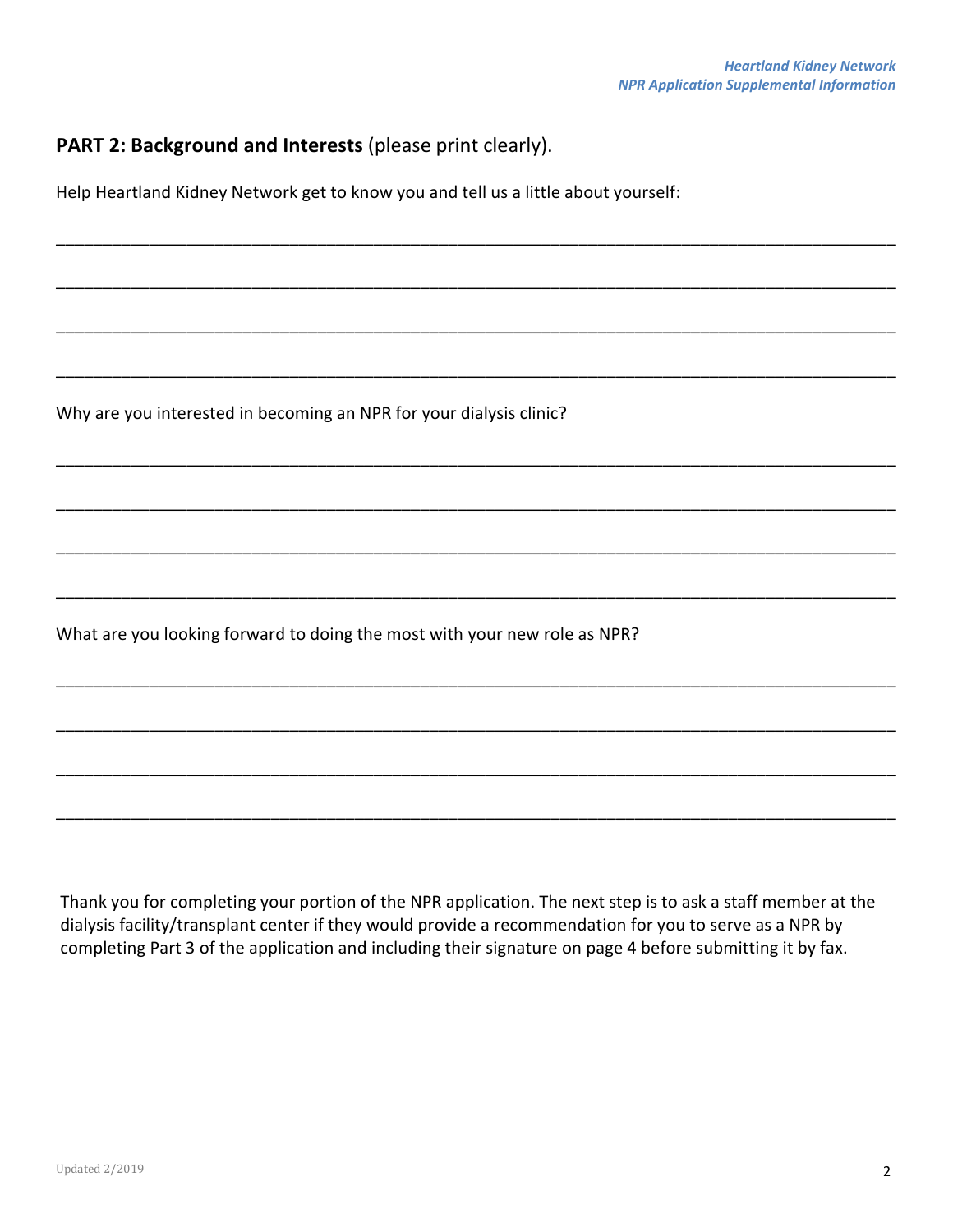## PART 2: Background and Interests (please print clearly).

Help Heartland Kidney Network get to know you and tell us a little about yourself:

________________________________________________________________________________________

________________________________________________________________________________________

________________________________________________________________________________________

________________________________________________________________________________________

Why are you interested in becoming an NPR for your dialysis clinic?

________________________________________________________________________________________

________________________________________________________________________________________

________________________________________________________________________________________

________________________________________________________________________________________

What are you looking forward to doing the most with your new role as NPR?

________________________________________________________________________________________

________________________________________________________________________________________

________________________________________________________________________________________

________________________________________________________________________________________

Thank you for completing your portion of the NPR application. The next step is to ask a staff member at the dialysis facility/transplant center if they would provide a recommendation for you to serve as a NPR by completing Part 3 of the application and including their signature on page 4 before submitting it by fax.

Updated 2/2019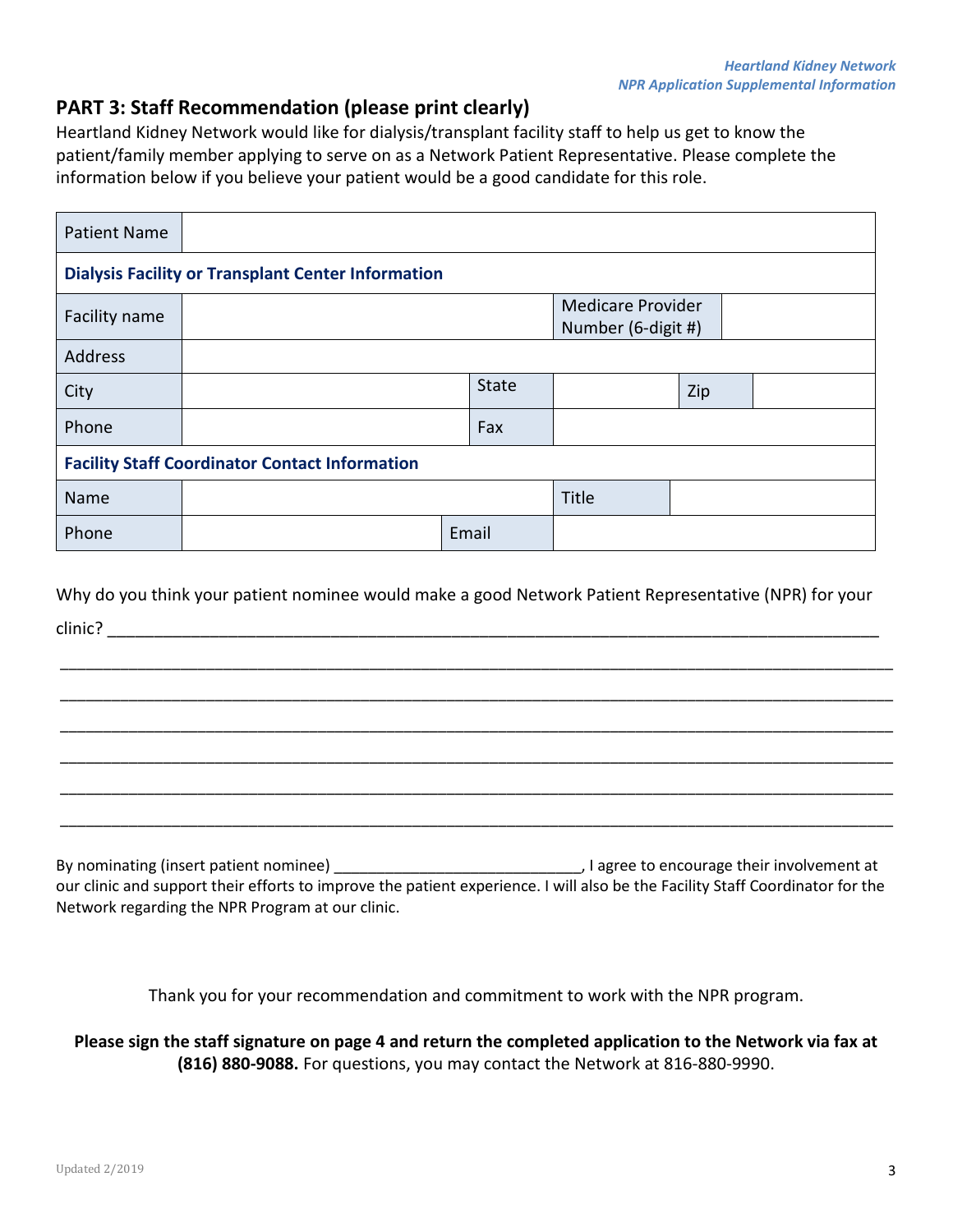## PART 3: Staff Recommendation (please print clearly)

Heartland Kidney Network would like for dialysis/transplant facility staff to help us get to know the patient/family member applying to serve on as a Network Patient Representative. Please complete the information below if you believe your patient would be a good candidate for this role.

| Patient Name | | | | | |
|---|---|---|---|---|---|
| **Dialysis Facility or Transplant Center Information** | | | | | |
| Facility name | | | Medicare Provider Number (6-digit #) | | |
| Address | | | | | |
| City | | State | | Zip | |
| Phone | | Fax | | | |
| **Facility Staff Coordinator Contact Information** | | | | | |
| Name | | | Title | | |
| Phone | | Email | | | |

Why do you think your patient nominee would make a good Network Patient Representative (NPR) for your clinic? ______________________________________________________________________________

______________________________________________________________________________

______________________________________________________________________________

______________________________________________________________________________

______________________________________________________________________________

______________________________________________________________________________

______________________________________________________________________________

By nominating (insert patient nominee) _____________________________, I agree to encourage their involvement at our clinic and support their efforts to improve the patient experience. I will also be the Facility Staff Coordinator for the Network regarding the NPR Program at our clinic.

Thank you for your recommendation and commitment to work with the NPR program.

**Please sign the staff signature on page 4 and return the completed application to the Network via fax at (816) 880-9088.** For questions, you may contact the Network at 816-880-9990.

Updated 2/2019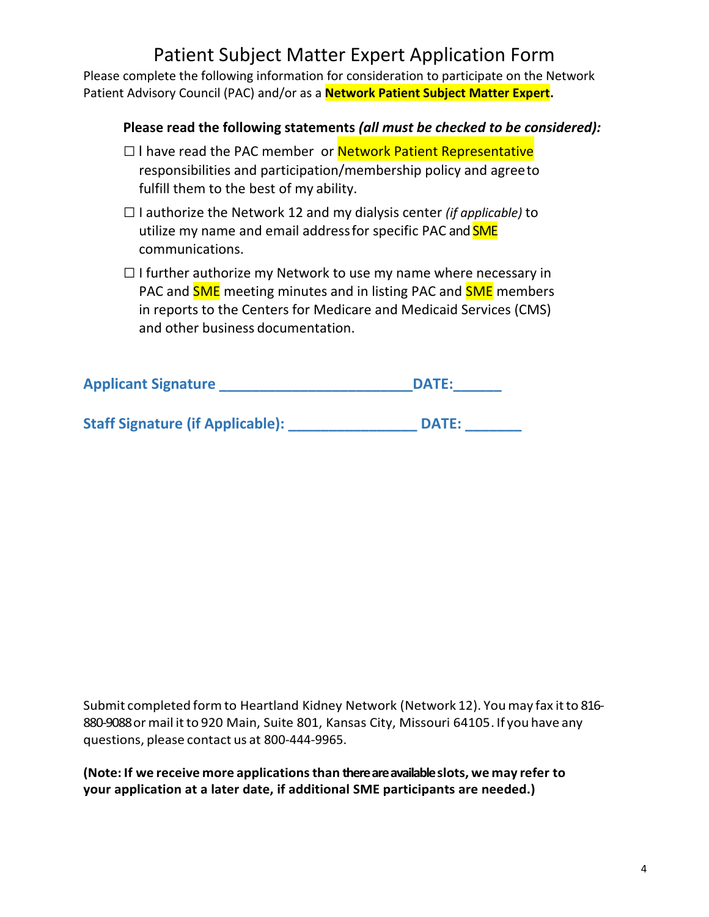# Patient Subject Matter Expert Application Form

Please complete the following information for consideration to participate on the Network Patient Advisory Council (PAC) and/or as a **Network Patient Subject Matter Expert**.

**Please read the following statements *(all must be checked to be considered)*:**

☐ I have read the PAC member or Network Patient Representative responsibilities and participation/membership policy and agree to fulfill them to the best of my ability.

☐ I authorize the Network 12 and my dialysis center *(if applicable)* to utilize my name and email address for specific PAC and SME communications.

☐ I further authorize my Network to use my name where necessary in PAC and SME meeting minutes and in listing PAC and SME members in reports to the Centers for Medicare and Medicaid Services (CMS) and other business documentation.

**Applicant Signature ________________________DATE:______**

**Staff Signature (if Applicable): ________________ DATE: _______**

Submit completed form to Heartland Kidney Network (Network 12). You may fax it to 816-880-9088 or mail it to 920 Main, Suite 801, Kansas City, Missouri 64105. If you have any questions, please contact us at 800-444-9965.

**(Note: If we receive more applications than there are available slots, we may refer to your application at a later date, if additional SME participants are needed.)**